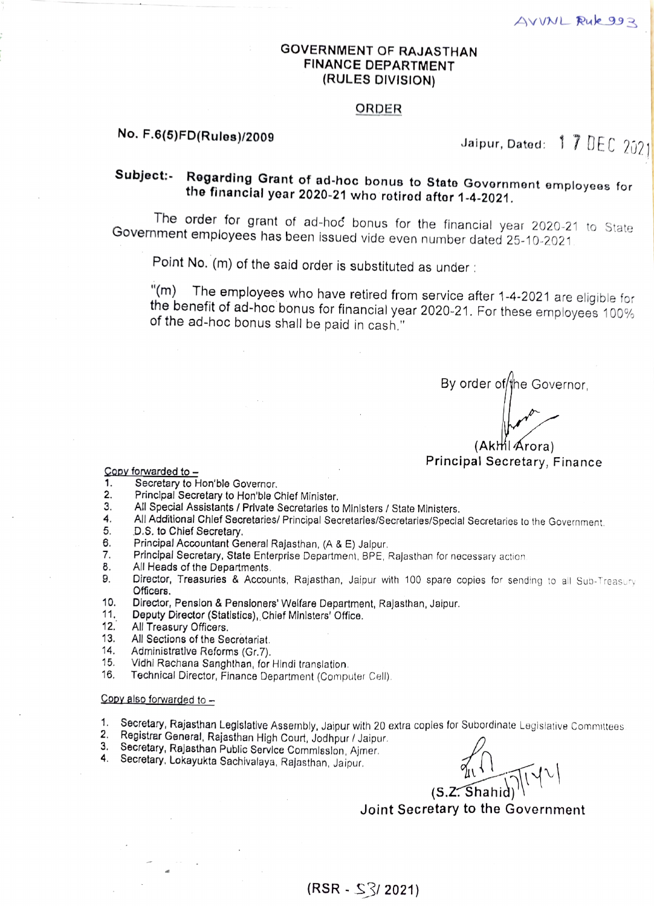AVVNL Rule 993

# GOVERNMENT OF RAJASTHAN
## FINANCE DEPARTMENT
### (RULES DIVISION)

**ORDER**

**No. F.6(5)FD(Rules)/2009** Jaipur, Dated: 17 DEC 2021

**Subject:- Regarding Grant of ad-hoc bonus to State Government employees for the financial year 2020-21 who retired after 1-4-2021.**

The order for grant of ad-hoc bonus for the financial year 2020-21 to State Government employees has been issued vide even number dated 25-10-2021.

Point No. (m) of the said order is substituted as under :

"(m) The employees who have retired from service after 1-4-2021 are eligible for the benefit of ad-hoc bonus for financial year 2020-21. For these employees 100% of the ad-hoc bonus shall be paid in cash."

By order of the Governor,

(Akhil Arora)
**Principal Secretary, Finance**

Copy forwarded to –

1. Secretary to Hon'ble Governor.
2. Principal Secretary to Hon'ble Chief Minister.
3. All Special Assistants / Private Secretaries to Ministers / State Ministers.
4. All Additional Chief Secretaries/ Principal Secretaries/Secretaries/Special Secretaries to the Government.
5. D.S. to Chief Secretary.
6. Principal Accountant General Rajasthan, (A & E) Jaipur.
7. Principal Secretary, State Enterprise Department, BPE, Rajasthan for necessary action.
8. All Heads of the Departments.
9. Director, Treasuries & Accounts, Rajasthan, Jaipur with 100 spare copies for sending to all Sub-Treasury Officers.
10. Director, Pension & Pensioners' Welfare Department, Rajasthan, Jaipur.
11. Deputy Director (Statistics), Chief Ministers' Office.
12. All Treasury Officers.
13. All Sections of the Secretariat.
14. Administrative Reforms (Gr.7).
15. Vidhi Rachana Sanghthan, for Hindi translation.
16. Technical Director, Finance Department (Computer Cell).

Copy also forwarded to –

1. Secretary, Rajasthan Legislative Assembly, Jaipur with 20 extra copies for Subordinate Legislative Committees
2. Registrar General, Rajasthan High Court, Jodhpur / Jaipur.
3. Secretary, Rajasthan Public Service Commission, Ajmer.
4. Secretary, Lokayukta Sachivalaya, Rajasthan, Jaipur.

(S.Z. Shahid) 17/12/21
**Joint Secretary to the Government**

(RSR - 53/ 2021)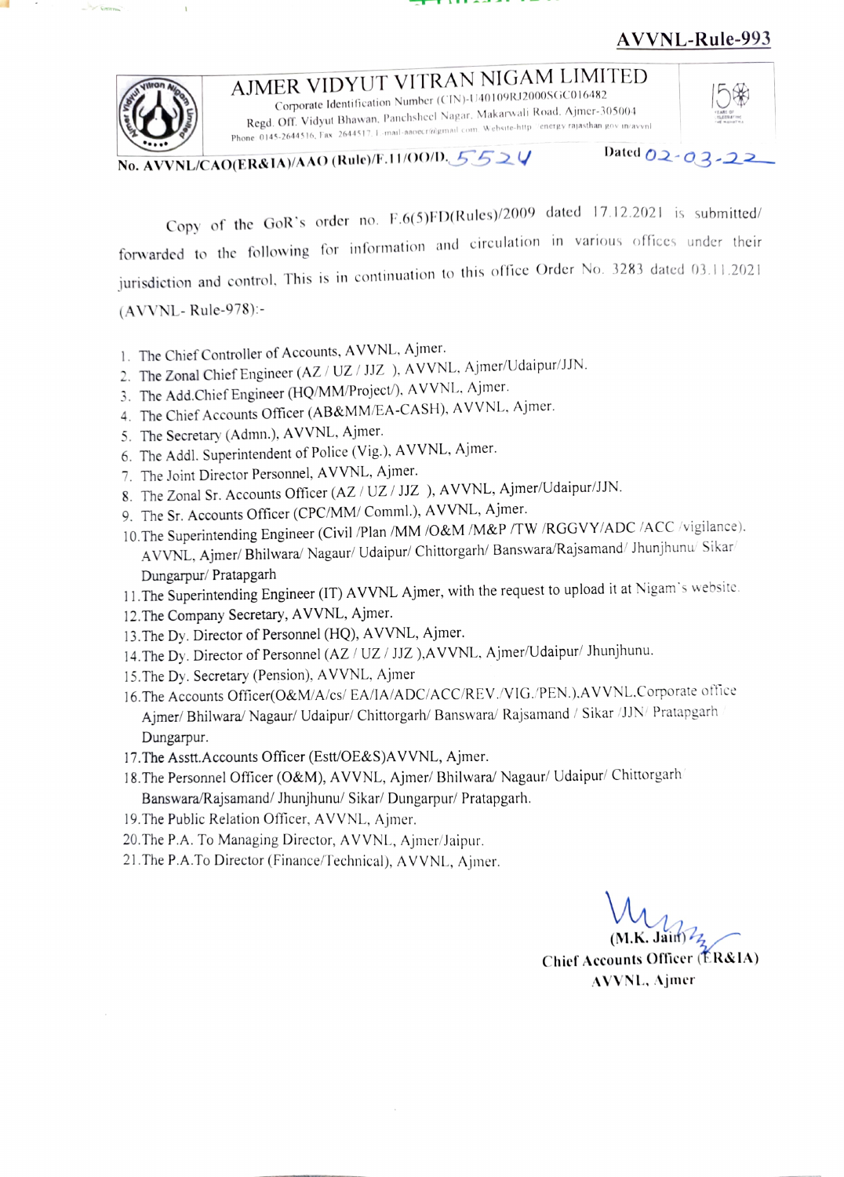**AVVNL-Rule-993**

# AJMER VIDYUT VITRAN NIGAM LIMITED

Corporate Identification Number (CIN)-U40109RJ2000SGC016482

Regd. Off. Vidyut Bhawan, Panchsheel Nagar, Makarwali Road, Ajmer-305004

Phone 0145-2644516, Fax 2644517 E-mail-aaoecr@gmail.com Website-http://energy.rajasthan.gov.in/avvnl

**No. AVVNL/CAO(ER&IA)/AAO (Rule)/F.11/OO/D. 5524** **Dated 02-03-22**

Copy of the GoR's order no. F.6(5)FD(Rules)/2009 dated 17.12.2021 is submitted/ forwarded to the following for information and circulation in various offices under their jurisdiction and control. This is in continuation to this office Order No. 3283 dated 03.11.2021 (AVVNL- Rule-978):-

1. The Chief Controller of Accounts, AVVNL, Ajmer.
2. The Zonal Chief Engineer (AZ / UZ / JJZ ), AVVNL, Ajmer/Udaipur/JJN.
3. The Add.Chief Engineer (HQ/MM/Project/), AVVNL, Ajmer.
4. The Chief Accounts Officer (AB&MM/EA-CASH), AVVNL, Ajmer.
5. The Secretary (Admn.), AVVNL, Ajmer.
6. The Addl. Superintendent of Police (Vig.), AVVNL, Ajmer.
7. The Joint Director Personnel, AVVNL, Ajmer.
8. The Zonal Sr. Accounts Officer (AZ / UZ / JJZ ), AVVNL, Ajmer/Udaipur/JJN.
9. The Sr. Accounts Officer (CPC/MM/ Comml.), AVVNL, Ajmer.
10. The Superintending Engineer (Civil /Plan /MM /O&M /M&P /TW /RGGVY/ADC /ACC /vigilance). AVVNL, Ajmer/ Bhilwara/ Nagaur/ Udaipur/ Chittorgarh/ Banswara/Rajsamand/ Jhunjhunu/ Sikar/ Dungarpur/ Pratapgarh
11. The Superintending Engineer (IT) AVVNL Ajmer, with the request to upload it at Nigam's website.
12. The Company Secretary, AVVNL, Ajmer.
13. The Dy. Director of Personnel (HQ), AVVNL, Ajmer.
14. The Dy. Director of Personnel (AZ / UZ / JJZ ),AVVNL, Ajmer/Udaipur/ Jhunjhunu.
15. The Dy. Secretary (Pension), AVVNL, Ajmer
16. The Accounts Officer(O&M/A/cs/ EA/IA/ADC/ACC/REV./VIG./PEN.).AVVNL.Corporate office Ajmer/ Bhilwara/ Nagaur/ Udaipur/ Chittorgarh/ Banswara/ Rajsamand / Sikar /JJN/ Pratapgarh / Dungarpur.
17. The Asstt.Accounts Officer (Estt/OE&S)AVVNL, Ajmer.
18. The Personnel Officer (O&M), AVVNL, Ajmer/ Bhilwara/ Nagaur/ Udaipur/ Chittorgarh/ Banswara/Rajsamand/ Jhunjhunu/ Sikar/ Dungarpur/ Pratapgarh.
19. The Public Relation Officer, AVVNL, Ajmer.
20. The P.A. To Managing Director, AVVNL, Ajmer/Jaipur.
21. The P.A.To Director (Finance/Technical), AVVNL, Ajmer.

**(M.K. Jain)**
**Chief Accounts Officer (ER&IA)**
**AVVNL, Ajmer**